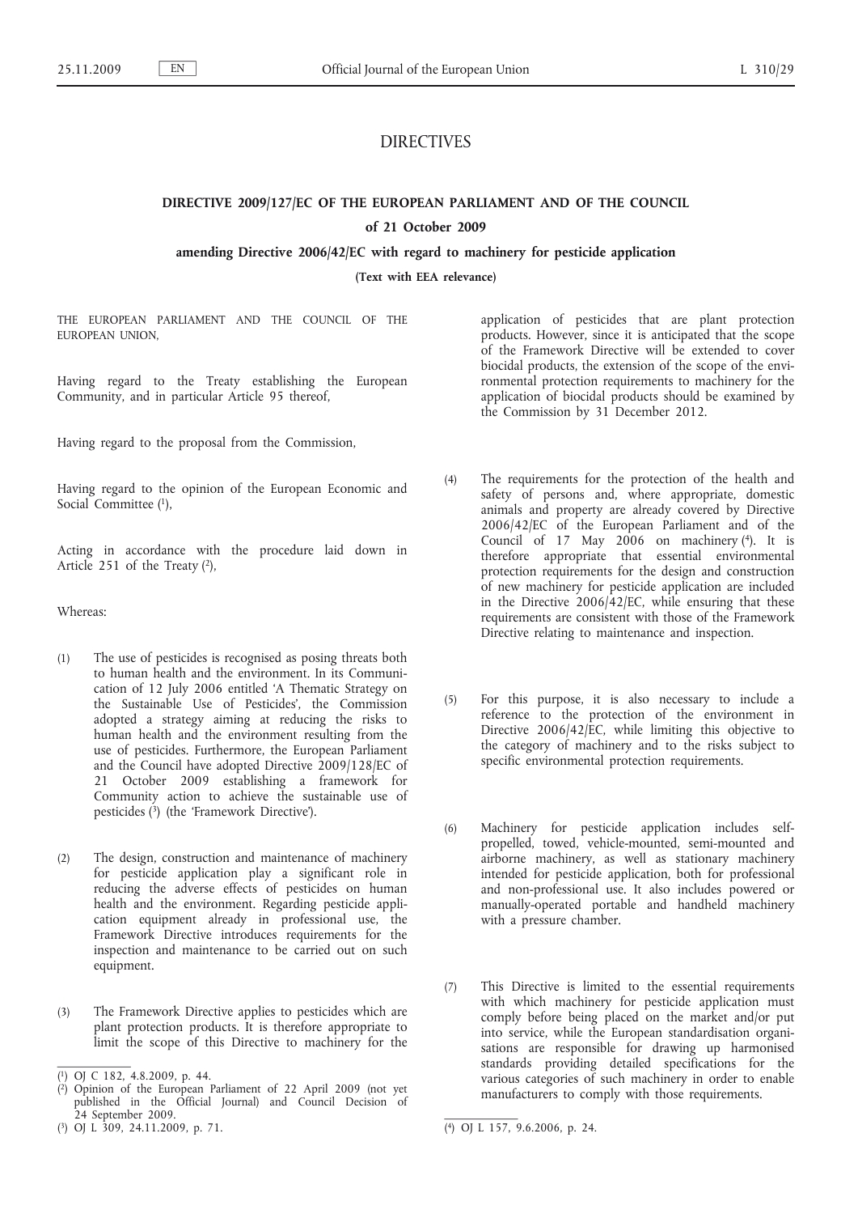# DIRECTIVES

## DIRECTIVE 2009/127/EC OF THE EUROPEAN PARLIAMENT AND OF THE COUNCIL

### of 21 October 2009

### amending Directive 2006/42/EC with regard to machinery for pesticide application

**(Text with EEA relevance)**

THE EUROPEAN PARLIAMENT AND THE COUNCIL OF THE EUROPEAN UNION,

Having regard to the Treaty establishing the European Community, and in particular Article 95 thereof,

Having regard to the proposal from the Commission,

Having regard to the opinion of the European Economic and Social Committee [1],

Acting in accordance with the procedure laid down in Article 251 of the Treaty [2],

Whereas:

(1) The use of pesticides is recognised as posing threats both to human health and the environment. In its Communication of 12 July 2006 entitled 'A Thematic Strategy on the Sustainable Use of Pesticides', the Commission adopted a strategy aiming at reducing the risks to human health and the environment resulting from the use of pesticides. Furthermore, the European Parliament and the Council have adopted Directive 2009/128/EC of 21 October 2009 establishing a framework for Community action to achieve the sustainable use of pesticides [3] (the 'Framework Directive').

(2) The design, construction and maintenance of machinery for pesticide application play a significant role in reducing the adverse effects of pesticides on human health and the environment. Regarding pesticide application equipment already in professional use, the Framework Directive introduces requirements for the inspection and maintenance to be carried out on such equipment.

(3) The Framework Directive applies to pesticides which are plant protection products. It is therefore appropriate to limit the scope of this Directive to machinery for the application of pesticides that are plant protection products. However, since it is anticipated that the scope of the Framework Directive will be extended to cover biocidal products, the extension of the scope of the environmental protection requirements to machinery for the application of biocidal products should be examined by the Commission by 31 December 2012.

(4) The requirements for the protection of the health and safety of persons and, where appropriate, domestic animals and property are already covered by Directive 2006/42/EC of the European Parliament and of the Council of 17 May 2006 on machinery [4]. It is therefore appropriate that essential environmental protection requirements for the design and construction of new machinery for pesticide application are included in the Directive 2006/42/EC, while ensuring that these requirements are consistent with those of the Framework Directive relating to maintenance and inspection.

(5) For this purpose, it is also necessary to include a reference to the protection of the environment in Directive 2006/42/EC, while limiting this objective to the category of machinery and to the risks subject to specific environmental protection requirements.

(6) Machinery for pesticide application includes self-propelled, towed, vehicle-mounted, semi-mounted and airborne machinery, as well as stationary machinery intended for pesticide application, both for professional and non-professional use. It also includes powered or manually-operated portable and handheld machinery with a pressure chamber.

(7) This Directive is limited to the essential requirements with which machinery for pesticide application must comply before being placed on the market and/or put into service, while the European standardisation organisations are responsible for drawing up harmonised standards providing detailed specifications for the various categories of such machinery in order to enable manufacturers to comply with those requirements.

---

[1] OJ C 182, 4.8.2009, p. 44.

[2] Opinion of the European Parliament of 22 April 2009 (not yet published in the Official Journal) and Council Decision of 24 September 2009.

[3] OJ L 309, 24.11.2009, p. 71.

[4] OJ L 157, 9.6.2006, p. 24.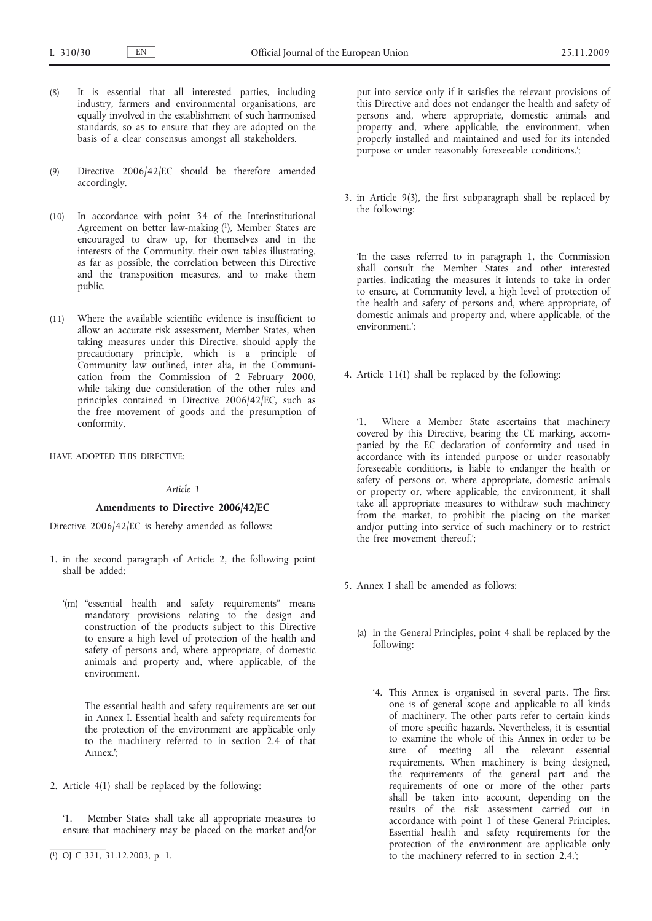(8) It is essential that all interested parties, including industry, farmers and environmental organisations, are equally involved in the establishment of such harmonised standards, so as to ensure that they are adopted on the basis of a clear consensus amongst all stakeholders.

(9) Directive 2006/42/EC should be therefore amended accordingly.

(10) In accordance with point 34 of the Interinstitutional Agreement on better law-making [1], Member States are encouraged to draw up, for themselves and in the interests of the Community, their own tables illustrating, as far as possible, the correlation between this Directive and the transposition measures, and to make them public.

(11) Where the available scientific evidence is insufficient to allow an accurate risk assessment, Member States, when taking measures under this Directive, should apply the precautionary principle, which is a principle of Community law outlined, inter alia, in the Communication from the Commission of 2 February 2000, while taking due consideration of the other rules and principles contained in Directive 2006/42/EC, such as the free movement of goods and the presumption of conformity,

HAVE ADOPTED THIS DIRECTIVE:

*Article 1*

**Amendments to Directive 2006/42/EC**

Directive 2006/42/EC is hereby amended as follows:

1. in the second paragraph of Article 2, the following point shall be added:

   '(m) "essential health and safety requirements" means mandatory provisions relating to the design and construction of the products subject to this Directive to ensure a high level of protection of the health and safety of persons and, where appropriate, of domestic animals and property and, where applicable, of the environment.

   The essential health and safety requirements are set out in Annex I. Essential health and safety requirements for the protection of the environment are applicable only to the machinery referred to in section 2.4 of that Annex.';

2. Article 4(1) shall be replaced by the following:

   '1. Member States shall take all appropriate measures to ensure that machinery may be placed on the market and/or put into service only if it satisfies the relevant provisions of this Directive and does not endanger the health and safety of persons and, where appropriate, domestic animals and property and, where applicable, the environment, when properly installed and maintained and used for its intended purpose or under reasonably foreseeable conditions.';

3. in Article 9(3), the first subparagraph shall be replaced by the following:

   'In the cases referred to in paragraph 1, the Commission shall consult the Member States and other interested parties, indicating the measures it intends to take in order to ensure, at Community level, a high level of protection of the health and safety of persons and, where appropriate, of domestic animals and property and, where applicable, of the environment.';

4. Article 11(1) shall be replaced by the following:

   '1. Where a Member State ascertains that machinery covered by this Directive, bearing the CE marking, accompanied by the EC declaration of conformity and used in accordance with its intended purpose or under reasonably foreseeable conditions, is liable to endanger the health or safety of persons or, where appropriate, domestic animals or property or, where applicable, the environment, it shall take all appropriate measures to withdraw such machinery from the market, to prohibit the placing on the market and/or putting into service of such machinery or to restrict the free movement thereof.';

5. Annex I shall be amended as follows:

   (a) in the General Principles, point 4 shall be replaced by the following:

   '4. This Annex is organised in several parts. The first one is of general scope and applicable to all kinds of machinery. The other parts refer to certain kinds of more specific hazards. Nevertheless, it is essential to examine the whole of this Annex in order to be sure of meeting all the relevant essential requirements. When machinery is being designed, the requirements of the general part and the requirements of one or more of the other parts shall be taken into account, depending on the results of the risk assessment carried out in accordance with point 1 of these General Principles. Essential health and safety requirements for the protection of the environment are applicable only to the machinery referred to in section 2.4.';

---

[1] OJ C 321, 31.12.2003, p. 1.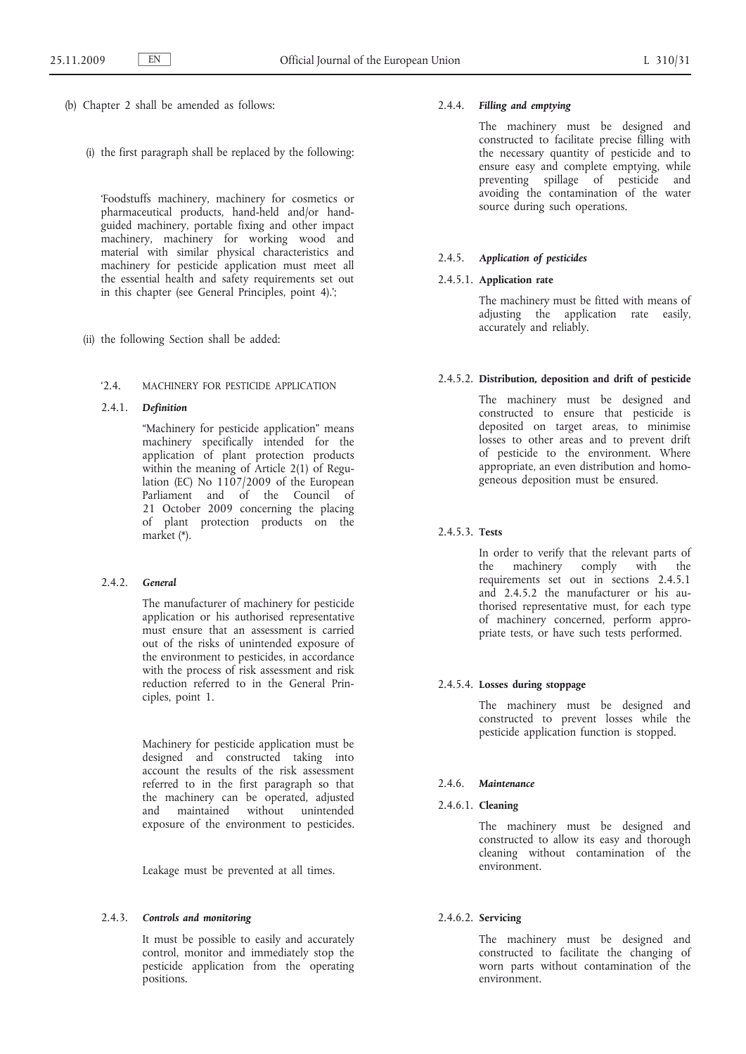(b) Chapter 2 shall be amended as follows:

(i) the first paragraph shall be replaced by the following:

'Foodstuffs machinery, machinery for cosmetics or pharmaceutical products, hand-held and/or hand-guided machinery, portable fixing and other impact machinery, machinery for working wood and material with similar physical characteristics and machinery for pesticide application must meet all the essential health and safety requirements set out in this chapter (see General Principles, point 4).';

(ii) the following Section shall be added:

'2.4. MACHINERY FOR PESTICIDE APPLICATION

2.4.1. ***Definition***

"Machinery for pesticide application" means machinery specifically intended for the application of plant protection products within the meaning of Article 2(1) of Regulation (EC) No 1107/2009 of the European Parliament and of the Council of 21 October 2009 concerning the placing of plant protection products on the market (*).

2.4.2. ***General***

The manufacturer of machinery for pesticide application or his authorised representative must ensure that an assessment is carried out of the risks of unintended exposure of the environment to pesticides, in accordance with the process of risk assessment and risk reduction referred to in the General Principles, point 1.

Machinery for pesticide application must be designed and constructed taking into account the results of the risk assessment referred to in the first paragraph so that the machinery can be operated, adjusted and maintained without unintended exposure of the environment to pesticides.

Leakage must be prevented at all times.

2.4.3. ***Controls and monitoring***

It must be possible to easily and accurately control, monitor and immediately stop the pesticide application from the operating positions.

2.4.4. ***Filling and emptying***

The machinery must be designed and constructed to facilitate precise filling with the necessary quantity of pesticide and to ensure easy and complete emptying, while preventing spillage of pesticide and avoiding the contamination of the water source during such operations.

2.4.5. ***Application of pesticides***

2.4.5.1. **Application rate**

The machinery must be fitted with means of adjusting the application rate easily, accurately and reliably.

2.4.5.2. **Distribution, deposition and drift of pesticide**

The machinery must be designed and constructed to ensure that pesticide is deposited on target areas, to minimise losses to other areas and to prevent drift of pesticide to the environment. Where appropriate, an even distribution and homogeneous deposition must be ensured.

2.4.5.3. **Tests**

In order to verify that the relevant parts of the machinery comply with the requirements set out in sections 2.4.5.1 and 2.4.5.2 the manufacturer or his authorised representative must, for each type of machinery concerned, perform appropriate tests, or have such tests performed.

2.4.5.4. **Losses during stoppage**

The machinery must be designed and constructed to prevent losses while the pesticide application function is stopped.

2.4.6. ***Maintenance***

2.4.6.1. **Cleaning**

The machinery must be designed and constructed to allow its easy and thorough cleaning without contamination of the environment.

2.4.6.2. **Servicing**

The machinery must be designed and constructed to facilitate the changing of worn parts without contamination of the environment.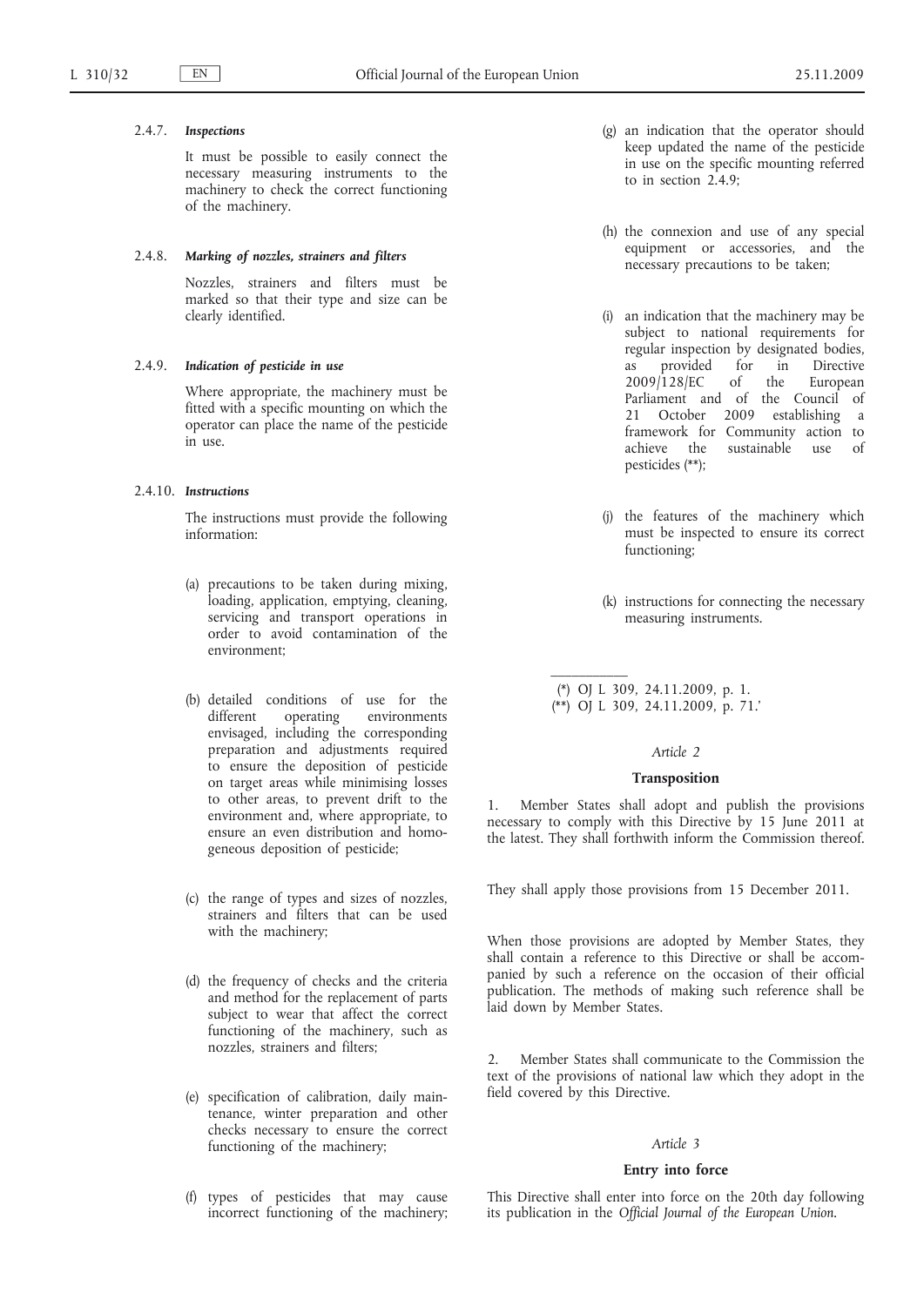2.4.7. ***Inspections***

It must be possible to easily connect the necessary measuring instruments to the machinery to check the correct functioning of the machinery.

2.4.8. ***Marking of nozzles, strainers and filters***

Nozzles, strainers and filters must be marked so that their type and size can be clearly identified.

2.4.9. ***Indication of pesticide in use***

Where appropriate, the machinery must be fitted with a specific mounting on which the operator can place the name of the pesticide in use.

2.4.10. ***Instructions***

The instructions must provide the following information:

(a) precautions to be taken during mixing, loading, application, emptying, cleaning, servicing and transport operations in order to avoid contamination of the environment;

(b) detailed conditions of use for the different operating environments envisaged, including the corresponding preparation and adjustments required to ensure the deposition of pesticide on target areas while minimising losses to other areas, to prevent drift to the environment and, where appropriate, to ensure an even distribution and homogeneous deposition of pesticide;

(c) the range of types and sizes of nozzles, strainers and filters that can be used with the machinery;

(d) the frequency of checks and the criteria and method for the replacement of parts subject to wear that affect the correct functioning of the machinery, such as nozzles, strainers and filters;

(e) specification of calibration, daily maintenance, winter preparation and other checks necessary to ensure the correct functioning of the machinery;

(f) types of pesticides that may cause incorrect functioning of the machinery;

(g) an indication that the operator should keep updated the name of the pesticide in use on the specific mounting referred to in section 2.4.9;

(h) the connexion and use of any special equipment or accessories, and the necessary precautions to be taken;

(i) an indication that the machinery may be subject to national requirements for regular inspection by designated bodies, as provided for in Directive 2009/128/EC of the European Parliament and of the Council of 21 October 2009 establishing a framework for Community action to achieve the sustainable use of pesticides (**);

(j) the features of the machinery which must be inspected to ensure its correct functioning;

(k) instructions for connecting the necessary measuring instruments.

(*) OJ L 309, 24.11.2009, p. 1.
(**) OJ L 309, 24.11.2009, p. 71.'

*Article 2*

**Transposition**

1. Member States shall adopt and publish the provisions necessary to comply with this Directive by 15 June 2011 at the latest. They shall forthwith inform the Commission thereof.

They shall apply those provisions from 15 December 2011.

When those provisions are adopted by Member States, they shall contain a reference to this Directive or shall be accompanied by such a reference on the occasion of their official publication. The methods of making such reference shall be laid down by Member States.

2. Member States shall communicate to the Commission the text of the provisions of national law which they adopt in the field covered by this Directive.

*Article 3*

**Entry into force**

This Directive shall enter into force on the 20th day following its publication in the *Official Journal of the European Union*.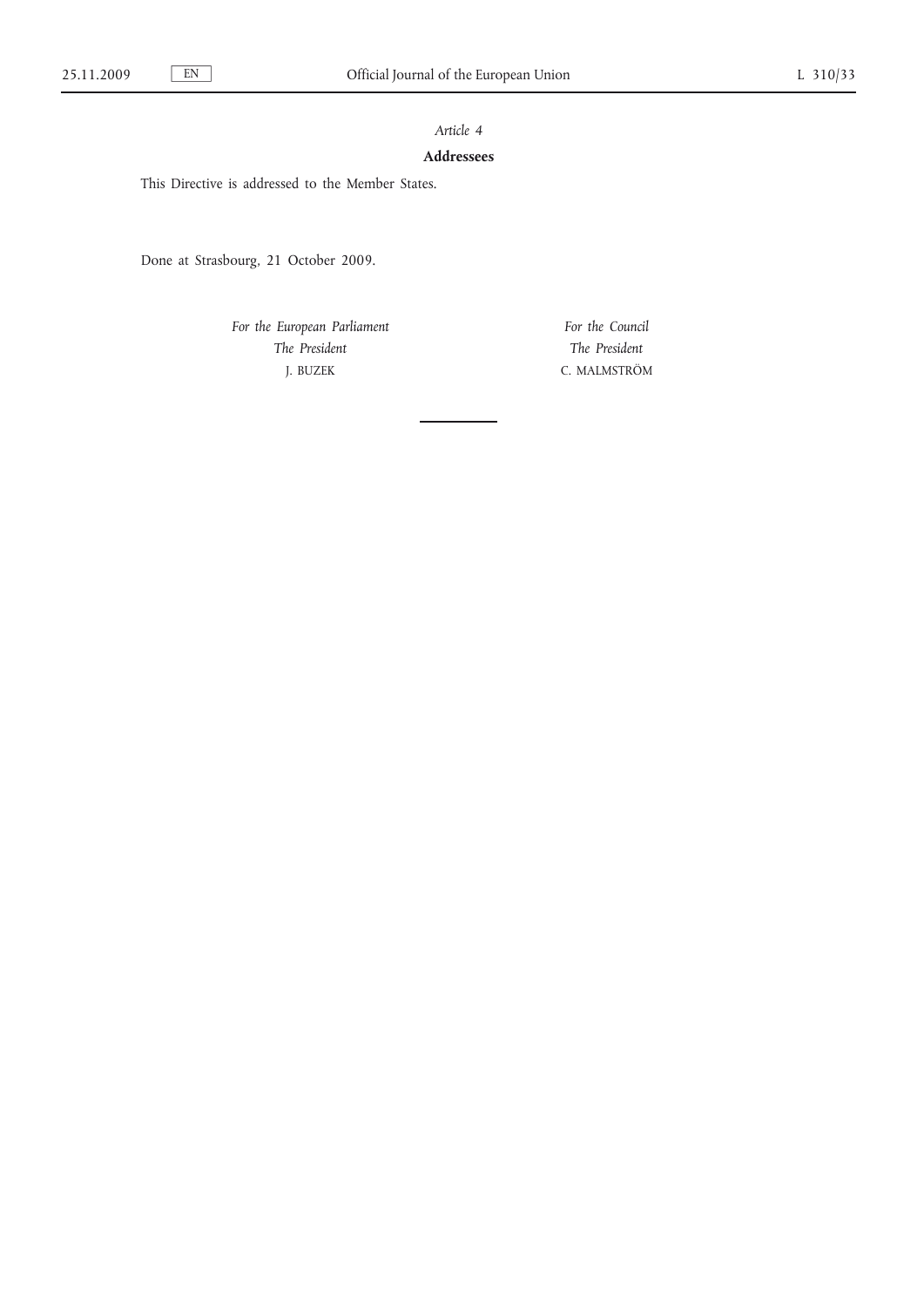*Article 4*

**Addressees**

This Directive is addressed to the Member States.

Done at Strasbourg, 21 October 2009.

*For the European Parliament*
*The President*
J. BUZEK

*For the Council*
*The President*
C. MALMSTRÖM